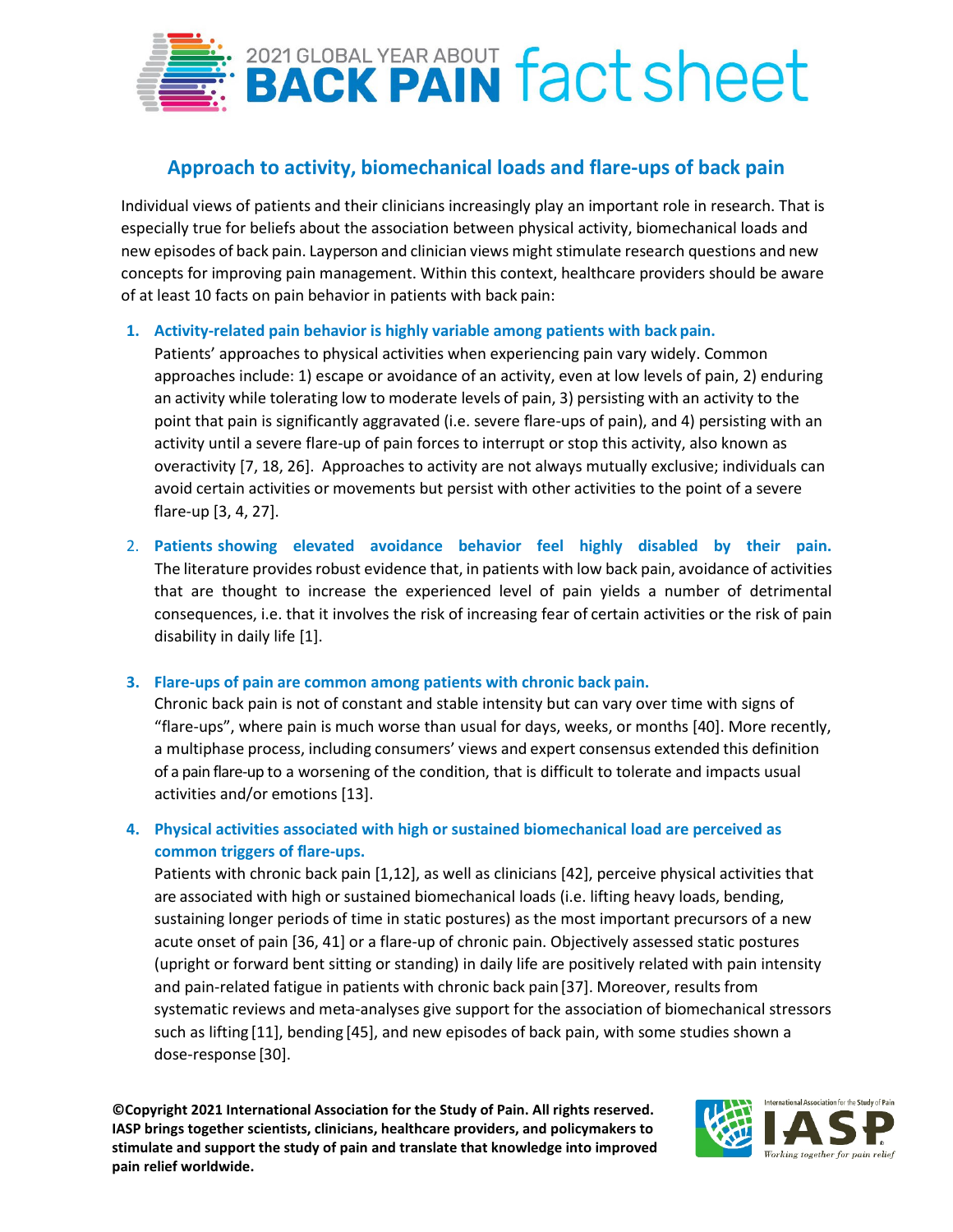2021 GLOBAL YEAR ABOUT **BACK PAIN** fact sheet

## Approach to activity, biomechanical loads and flare-ups of back pain

Individual views of patients and their clinicians increasingly play an important role in research. That is especially true for beliefs about the association between physical activity, biomechanical loads and new episodes of back pain. Layperson and clinician views might stimulate research questions and new concepts for improving pain management. Within this context, healthcare providers should be aware of at least 10 facts on pain behavior in patients with back pain:

1. **Activity-related pain behavior is highly variable among patients with back pain.**
   Patients' approaches to physical activities when experiencing pain vary widely. Common approaches include: 1) escape or avoidance of an activity, even at low levels of pain, 2) enduring an activity while tolerating low to moderate levels of pain, 3) persisting with an activity to the point that pain is significantly aggravated (i.e. severe flare-ups of pain), and 4) persisting with an activity until a severe flare-up of pain forces to interrupt or stop this activity, also known as overactivity [7, 18, 26]. Approaches to activity are not always mutually exclusive; individuals can avoid certain activities or movements but persist with other activities to the point of a severe flare-up [3, 4, 27].

2. **Patients showing elevated avoidance behavior feel highly disabled by their pain.**
   The literature provides robust evidence that, in patients with low back pain, avoidance of activities that are thought to increase the experienced level of pain yields a number of detrimental consequences, i.e. that it involves the risk of increasing fear of certain activities or the risk of pain disability in daily life [1].

3. **Flare-ups of pain are common among patients with chronic back pain.**
   Chronic back pain is not of constant and stable intensity but can vary over time with signs of "flare-ups", where pain is much worse than usual for days, weeks, or months [40]. More recently, a multiphase process, including consumers' views and expert consensus extended this definition of a pain flare-up to a worsening of the condition, that is difficult to tolerate and impacts usual activities and/or emotions [13].

4. **Physical activities associated with high or sustained biomechanical load are perceived as common triggers of flare-ups.**
   Patients with chronic back pain [1,12], as well as clinicians [42], perceive physical activities that are associated with high or sustained biomechanical loads (i.e. lifting heavy loads, bending, sustaining longer periods of time in static postures) as the most important precursors of a new acute onset of pain [36, 41] or a flare-up of chronic pain. Objectively assessed static postures (upright or forward bent sitting or standing) in daily life are positively related with pain intensity and pain-related fatigue in patients with chronic back pain [37]. Moreover, results from systematic reviews and meta-analyses give support for the association of biomechanical stressors such as lifting [11], bending [45], and new episodes of back pain, with some studies shown a dose-response [30].

**©Copyright 2021 International Association for the Study of Pain. All rights reserved. IASP brings together scientists, clinicians, healthcare providers, and policymakers to stimulate and support the study of pain and translate that knowledge into improved pain relief worldwide.**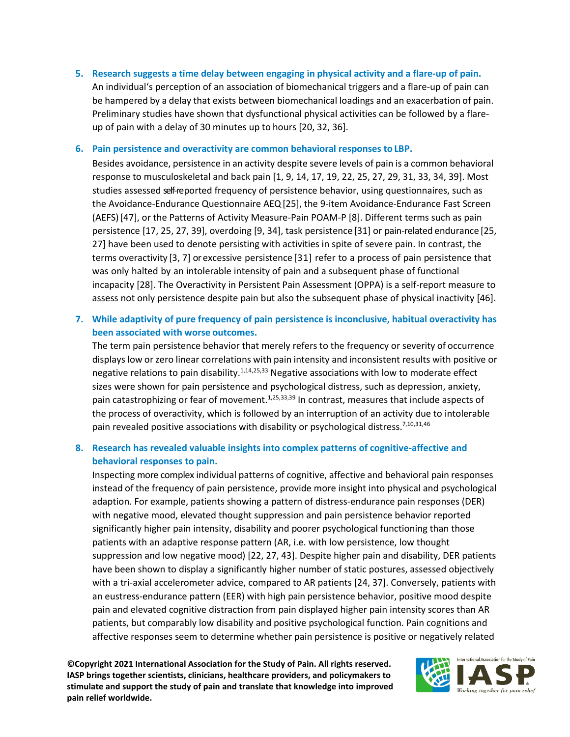5. **Research suggests a time delay between engaging in physical activity and a flare-up of pain.**
   An individual's perception of an association of biomechanical triggers and a flare-up of pain can be hampered by a delay that exists between biomechanical loadings and an exacerbation of pain. Preliminary studies have shown that dysfunctional physical activities can be followed by a flare-up of pain with a delay of 30 minutes up to hours [20, 32, 36].

6. **Pain persistence and overactivity are common behavioral responses to LBP.**
   Besides avoidance, persistence in an activity despite severe levels of pain is a common behavioral response to musculoskeletal and back pain [1, 9, 14, 17, 19, 22, 25, 27, 29, 31, 33, 34, 39]. Most studies assessed self-reported frequency of persistence behavior, using questionnaires, such as the Avoidance-Endurance Questionnaire AEQ [25], the 9-item Avoidance-Endurance Fast Screen (AEFS) [47], or the Patterns of Activity Measure-Pain POAM-P [8]. Different terms such as pain persistence [17, 25, 27, 39], overdoing [9, 34], task persistence [31] or pain-related endurance [25, 27] have been used to denote persisting with activities in spite of severe pain. In contrast, the terms overactivity [3, 7] or excessive persistence [31] refer to a process of pain persistence that was only halted by an intolerable intensity of pain and a subsequent phase of functional incapacity [28]. The Overactivity in Persistent Pain Assessment (OPPA) is a self-report measure to assess not only persistence despite pain but also the subsequent phase of physical inactivity [46].

7. **While adaptivity of pure frequency of pain persistence is inconclusive, habitual overactivity has been associated with worse outcomes.**
   The term pain persistence behavior that merely refers to the frequency or severity of occurrence displays low or zero linear correlations with pain intensity and inconsistent results with positive or negative relations to pain disability.[1,14,25,33] Negative associations with low to moderate effect sizes were shown for pain persistence and psychological distress, such as depression, anxiety, pain catastrophizing or fear of movement.[1,25,33,39] In contrast, measures that include aspects of the process of overactivity, which is followed by an interruption of an activity due to intolerable pain revealed positive associations with disability or psychological distress.[7,10,31,46]

8. **Research has revealed valuable insights into complex patterns of cognitive-affective and behavioral responses to pain.**
   Inspecting more complex individual patterns of cognitive, affective and behavioral pain responses instead of the frequency of pain persistence, provide more insight into physical and psychological adaption. For example, patients showing a pattern of distress-endurance pain responses (DER) with negative mood, elevated thought suppression and pain persistence behavior reported significantly higher pain intensity, disability and poorer psychological functioning than those patients with an adaptive response pattern (AR, i.e. with low persistence, low thought suppression and low negative mood) [22, 27, 43]. Despite higher pain and disability, DER patients have been shown to display a significantly higher number of static postures, assessed objectively with a tri-axial accelerometer advice, compared to AR patients [24, 37]. Conversely, patients with an eustress-endurance pattern (EER) with high pain persistence behavior, positive mood despite pain and elevated cognitive distraction from pain displayed higher pain intensity scores than AR patients, but comparably low disability and positive psychological function. Pain cognitions and affective responses seem to determine whether pain persistence is positive or negatively related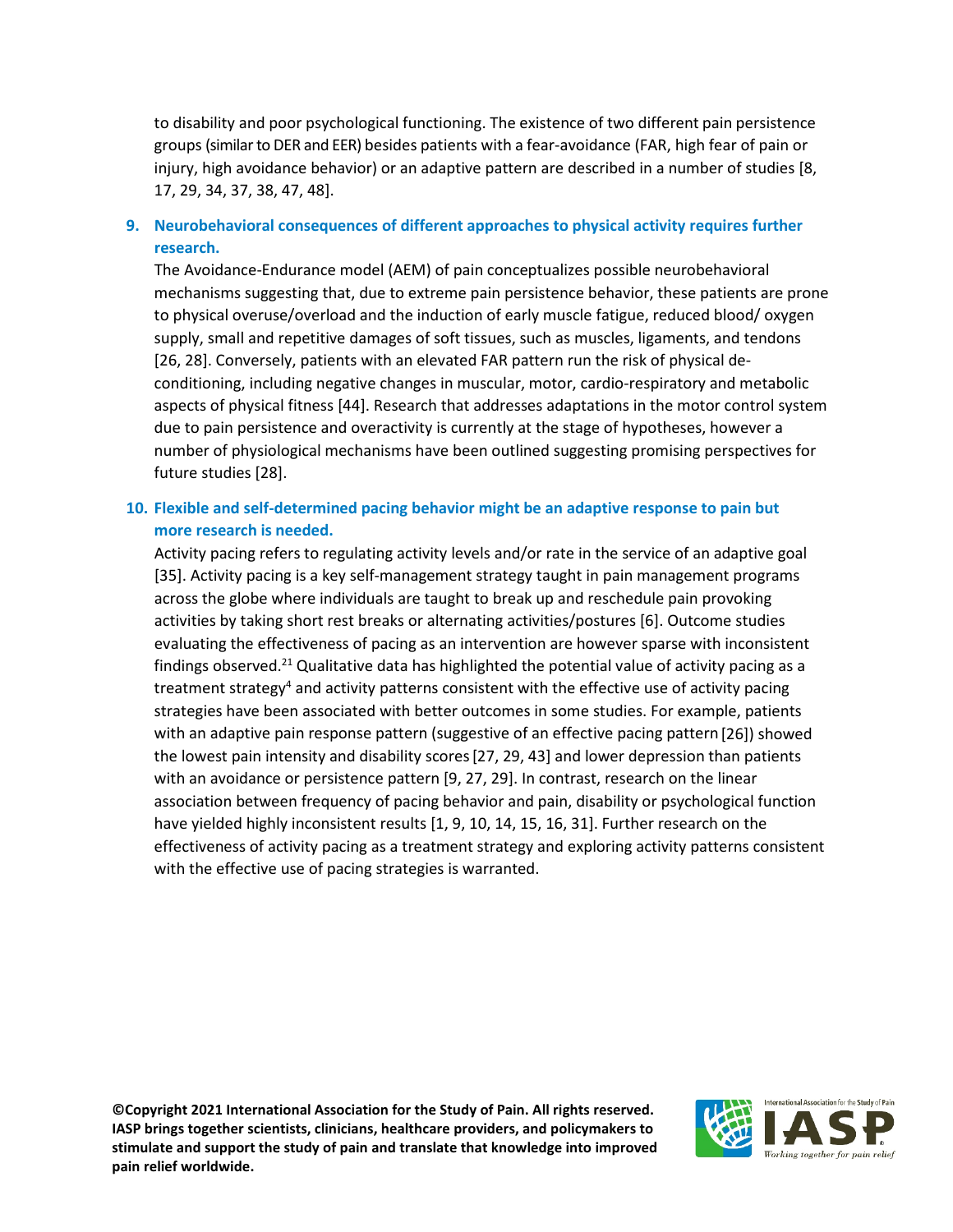to disability and poor psychological functioning. The existence of two different pain persistence groups (similar to DER and EER) besides patients with a fear-avoidance (FAR, high fear of pain or injury, high avoidance behavior) or an adaptive pattern are described in a number of studies [8, 17, 29, 34, 37, 38, 47, 48].

9. **Neurobehavioral consequences of different approaches to physical activity requires further research.**

   The Avoidance-Endurance model (AEM) of pain conceptualizes possible neurobehavioral mechanisms suggesting that, due to extreme pain persistence behavior, these patients are prone to physical overuse/overload and the induction of early muscle fatigue, reduced blood/ oxygen supply, small and repetitive damages of soft tissues, such as muscles, ligaments, and tendons [26, 28]. Conversely, patients with an elevated FAR pattern run the risk of physical de-conditioning, including negative changes in muscular, motor, cardio-respiratory and metabolic aspects of physical fitness [44]. Research that addresses adaptations in the motor control system due to pain persistence and overactivity is currently at the stage of hypotheses, however a number of physiological mechanisms have been outlined suggesting promising perspectives for future studies [28].

10. **Flexible and self-determined pacing behavior might be an adaptive response to pain but more research is needed.**

    Activity pacing refers to regulating activity levels and/or rate in the service of an adaptive goal [35]. Activity pacing is a key self-management strategy taught in pain management programs across the globe where individuals are taught to break up and reschedule pain provoking activities by taking short rest breaks or alternating activities/postures [6]. Outcome studies evaluating the effectiveness of pacing as an intervention are however sparse with inconsistent findings observed.[21] Qualitative data has highlighted the potential value of activity pacing as a treatment strategy[4] and activity patterns consistent with the effective use of activity pacing strategies have been associated with better outcomes in some studies. For example, patients with an adaptive pain response pattern (suggestive of an effective pacing pattern [26]) showed the lowest pain intensity and disability scores [27, 29, 43] and lower depression than patients with an avoidance or persistence pattern [9, 27, 29]. In contrast, research on the linear association between frequency of pacing behavior and pain, disability or psychological function have yielded highly inconsistent results [1, 9, 10, 14, 15, 16, 31]. Further research on the effectiveness of activity pacing as a treatment strategy and exploring activity patterns consistent with the effective use of pacing strategies is warranted.

**©Copyright 2021 International Association for the Study of Pain. All rights reserved. IASP brings together scientists, clinicians, healthcare providers, and policymakers to stimulate and support the study of pain and translate that knowledge into improved pain relief worldwide.**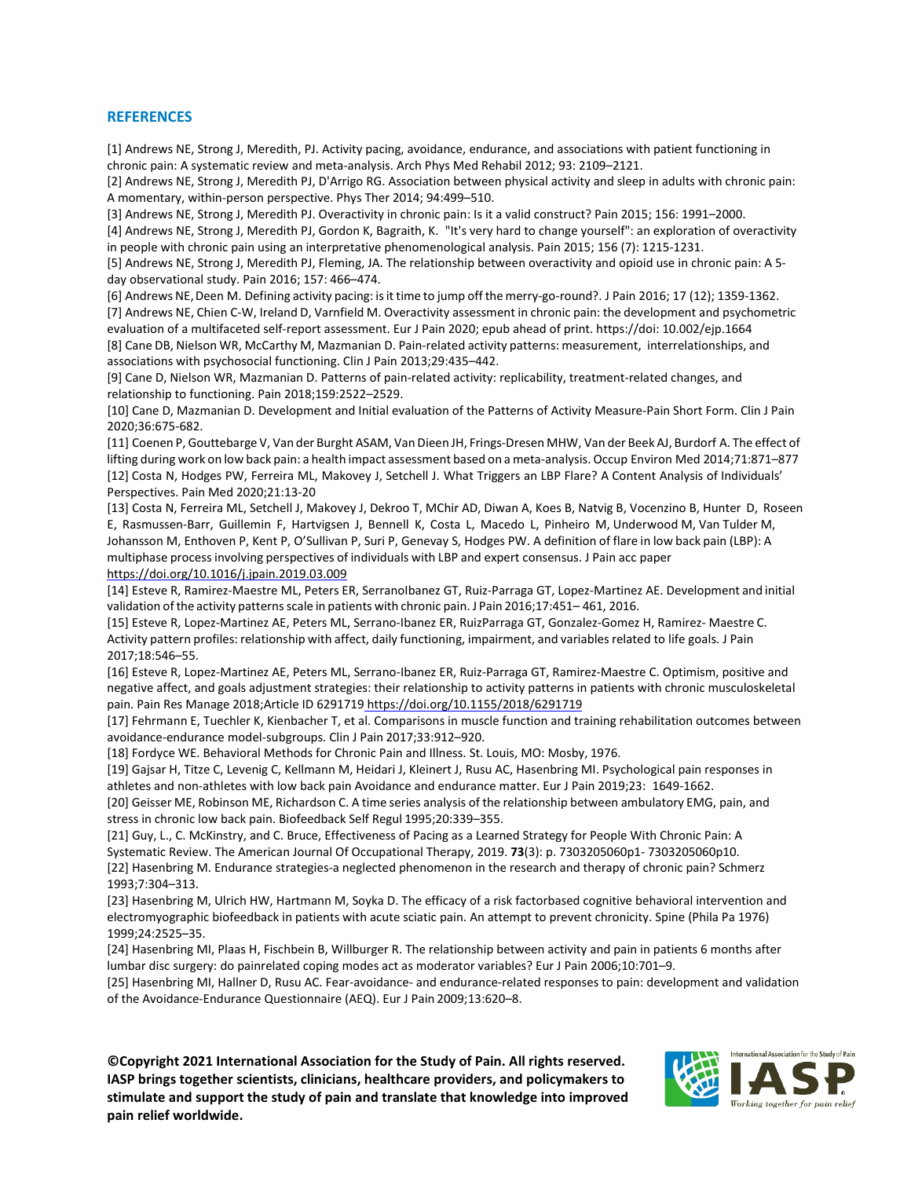## REFERENCES

[1] Andrews NE, Strong J, Meredith, PJ. Activity pacing, avoidance, endurance, and associations with patient functioning in chronic pain: A systematic review and meta-analysis. Arch Phys Med Rehabil 2012; 93: 2109–2121.

[2] Andrews NE, Strong J, Meredith PJ, D'Arrigo RG. Association between physical activity and sleep in adults with chronic pain: A momentary, within-person perspective. Phys Ther 2014; 94:499–510.

[3] Andrews NE, Strong J, Meredith PJ. Overactivity in chronic pain: Is it a valid construct? Pain 2015; 156: 1991–2000.

[4] Andrews NE, Strong J, Meredith PJ, Gordon K, Bagraith, K. "It's very hard to change yourself": an exploration of overactivity in people with chronic pain using an interpretative phenomenological analysis. Pain 2015; 156 (7): 1215-1231.

[5] Andrews NE, Strong J, Meredith PJ, Fleming, JA. The relationship between overactivity and opioid use in chronic pain: A 5-day observational study. Pain 2016; 157: 466–474.

[6] Andrews NE, Deen M. Defining activity pacing: is it time to jump off the merry-go-round?. J Pain 2016; 17 (12); 1359-1362.

[7] Andrews NE, Chien C-W, Ireland D, Varnfield M. Overactivity assessment in chronic pain: the development and psychometric evaluation of a multifaceted self-report assessment. Eur J Pain 2020; epub ahead of print. https://doi: 10.002/ejp.1664

[8] Cane DB, Nielson WR, McCarthy M, Mazmanian D. Pain-related activity patterns: measurement, interrelationships, and associations with psychosocial functioning. Clin J Pain 2013;29:435–442.

[9] Cane D, Nielson WR, Mazmanian D. Patterns of pain-related activity: replicability, treatment-related changes, and relationship to functioning. Pain 2018;159:2522–2529.

[10] Cane D, Mazmanian D. Development and Initial evaluation of the Patterns of Activity Measure-Pain Short Form. Clin J Pain 2020;36:675-682.

[11] Coenen P, Gouttebarge V, Van der Burght ASAM, Van Dieen JH, Frings-Dresen MHW, Van der Beek AJ, Burdorf A. The effect of lifting during work on low back pain: a health impact assessment based on a meta-analysis. Occup Environ Med 2014;71:871–877

[12] Costa N, Hodges PW, Ferreira ML, Makovey J, Setchell J. What Triggers an LBP Flare? A Content Analysis of Individuals' Perspectives. Pain Med 2020;21:13-20

[13] Costa N, Ferreira ML, Setchell J, Makovey J, Dekroo T, MChir AD, Diwan A, Koes B, Natvig B, Vocenzino B, Hunter D, Roseen E, Rasmussen-Barr, Guillemin F, Hartvigsen J, Bennell K, Costa L, Macedo L, Pinheiro M, Underwood M, Van Tulder M, Johansson M, Enthoven P, Kent P, O'Sullivan P, Suri P, Genevay S, Hodges PW. A definition of flare in low back pain (LBP): A multiphase process involving perspectives of individuals with LBP and expert consensus. J Pain acc paper https://doi.org/10.1016/j.jpain.2019.03.009

[14] Esteve R, Ramirez-Maestre ML, Peters ER, SerranoIbanez GT, Ruiz-Parraga GT, Lopez-Martinez AE. Development and initial validation of the activity patterns scale in patients with chronic pain. J Pain 2016;17:451– 461, 2016.

[15] Esteve R, Lopez-Martinez AE, Peters ML, Serrano-Ibanez ER, RuizParraga GT, Gonzalez-Gomez H, Ramirez- Maestre C. Activity pattern profiles: relationship with affect, daily functioning, impairment, and variables related to life goals. J Pain 2017;18:546–55.

[16] Esteve R, Lopez-Martinez AE, Peters ML, Serrano-Ibanez ER, Ruiz-Parraga GT, Ramirez-Maestre C. Optimism, positive and negative affect, and goals adjustment strategies: their relationship to activity patterns in patients with chronic musculoskeletal pain. Pain Res Manage 2018;Article ID 6291719 https://doi.org/10.1155/2018/6291719

[17] Fehrmann E, Tuechler K, Kienbacher T, et al. Comparisons in muscle function and training rehabilitation outcomes between avoidance-endurance model-subgroups. Clin J Pain 2017;33:912–920.

[18] Fordyce WE. Behavioral Methods for Chronic Pain and Illness. St. Louis, MO: Mosby, 1976.

[19] Gajsar H, Titze C, Levenig C, Kellmann M, Heidari J, Kleinert J, Rusu AC, Hasenbring MI. Psychological pain responses in athletes and non-athletes with low back pain Avoidance and endurance matter. Eur J Pain 2019;23: 1649-1662.

[20] Geisser ME, Robinson ME, Richardson C. A time series analysis of the relationship between ambulatory EMG, pain, and stress in chronic low back pain. Biofeedback Self Regul 1995;20:339–355.

[21] Guy, L., C. McKinstry, and C. Bruce, Effectiveness of Pacing as a Learned Strategy for People With Chronic Pain: A Systematic Review. The American Journal Of Occupational Therapy, 2019. **73**(3): p. 7303205060p1- 7303205060p10.

[22] Hasenbring M. Endurance strategies-a neglected phenomenon in the research and therapy of chronic pain? Schmerz 1993;7:304–313.

[23] Hasenbring M, Ulrich HW, Hartmann M, Soyka D. The efficacy of a risk factorbased cognitive behavioral intervention and electromyographic biofeedback in patients with acute sciatic pain. An attempt to prevent chronicity. Spine (Phila Pa 1976) 1999;24:2525–35.

[24] Hasenbring MI, Plaas H, Fischbein B, Willburger R. The relationship between activity and pain in patients 6 months after lumbar disc surgery: do painrelated coping modes act as moderator variables? Eur J Pain 2006;10:701–9.

[25] Hasenbring MI, Hallner D, Rusu AC. Fear-avoidance- and endurance-related responses to pain: development and validation of the Avoidance-Endurance Questionnaire (AEQ). Eur J Pain 2009;13:620–8.

**©Copyright 2021 International Association for the Study of Pain. All rights reserved. IASP brings together scientists, clinicians, healthcare providers, and policymakers to stimulate and support the study of pain and translate that knowledge into improved pain relief worldwide.**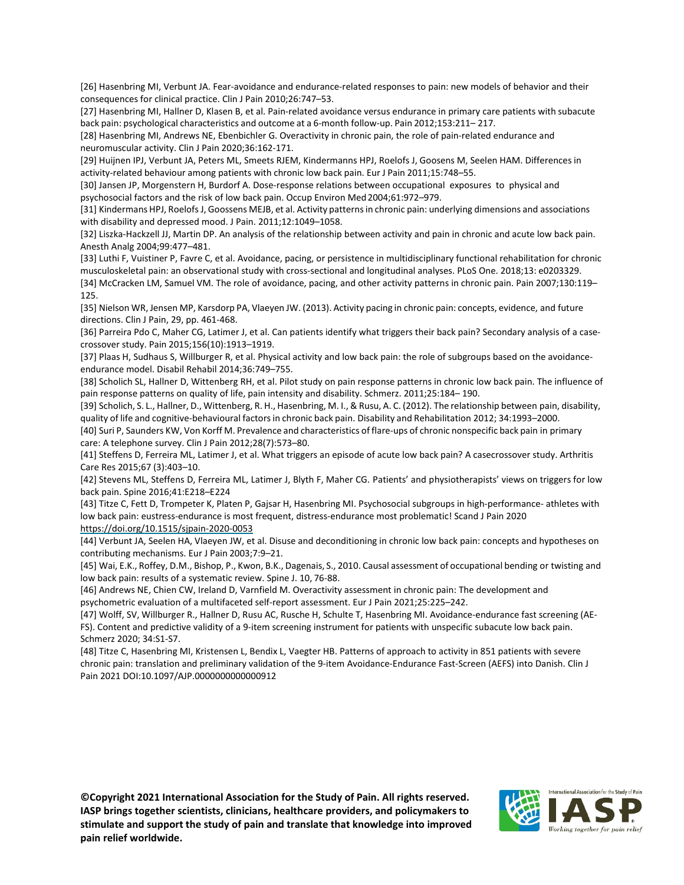[26] Hasenbring MI, Verbunt JA. Fear-avoidance and endurance-related responses to pain: new models of behavior and their consequences for clinical practice. Clin J Pain 2010;26:747–53.

[27] Hasenbring MI, Hallner D, Klasen B, et al. Pain-related avoidance versus endurance in primary care patients with subacute back pain: psychological characteristics and outcome at a 6-month follow-up. Pain 2012;153:211– 217.

[28] Hasenbring MI, Andrews NE, Ebenbichler G. Overactivity in chronic pain, the role of pain-related endurance and neuromuscular activity. Clin J Pain 2020;36:162-171.

[29] Huijnen IPJ, Verbunt JA, Peters ML, Smeets RJEM, Kindermanns HPJ, Roelofs J, Goosens M, Seelen HAM. Differences in activity-related behaviour among patients with chronic low back pain. Eur J Pain 2011;15:748–55.

[30] Jansen JP, Morgenstern H, Burdorf A. Dose-response relations between occupational exposures to physical and psychosocial factors and the risk of low back pain. Occup Environ Med 2004;61:972–979.

[31] Kindermans HPJ, Roelofs J, Goossens MEJB, et al. Activity patterns in chronic pain: underlying dimensions and associations with disability and depressed mood. J Pain. 2011;12:1049–1058.

[32] Liszka-Hackzell JJ, Martin DP. An analysis of the relationship between activity and pain in chronic and acute low back pain. Anesth Analg 2004;99:477–481.

[33] Luthi F, Vuistiner P, Favre C, et al. Avoidance, pacing, or persistence in multidisciplinary functional rehabilitation for chronic musculoskeletal pain: an observational study with cross-sectional and longitudinal analyses. PLoS One. 2018;13: e0203329.

[34] McCracken LM, Samuel VM. The role of avoidance, pacing, and other activity patterns in chronic pain. Pain 2007;130:119–125.

[35] Nielson WR, Jensen MP, Karsdorp PA, Vlaeyen JW. (2013). Activity pacing in chronic pain: concepts, evidence, and future directions. Clin J Pain, 29, pp. 461-468.

[36] Parreira Pdo C, Maher CG, Latimer J, et al. Can patients identify what triggers their back pain? Secondary analysis of a case-crossover study. Pain 2015;156(10):1913–1919.

[37] Plaas H, Sudhaus S, Willburger R, et al. Physical activity and low back pain: the role of subgroups based on the avoidance-endurance model. Disabil Rehabil 2014;36:749–755.

[38] Scholich SL, Hallner D, Wittenberg RH, et al. Pilot study on pain response patterns in chronic low back pain. The influence of pain response patterns on quality of life, pain intensity and disability. Schmerz. 2011;25:184– 190.

[39] Scholich, S. L., Hallner, D., Wittenberg, R. H., Hasenbring, M. I., & Rusu, A. C. (2012). The relationship between pain, disability, quality of life and cognitive-behavioural factors in chronic back pain. Disability and Rehabilitation 2012; 34:1993–2000.

[40] Suri P, Saunders KW, Von Korff M. Prevalence and characteristics of flare-ups of chronic nonspecific back pain in primary care: A telephone survey. Clin J Pain 2012;28(7):573–80.

[41] Steffens D, Ferreira ML, Latimer J, et al. What triggers an episode of acute low back pain? A casecrossover study. Arthritis Care Res 2015;67 (3):403–10.

[42] Stevens ML, Steffens D, Ferreira ML, Latimer J, Blyth F, Maher CG. Patients' and physiotherapists' views on triggers for low back pain. Spine 2016;41:E218–E224

[43] Titze C, Fett D, Trompeter K, Platen P, Gajsar H, Hasenbring MI. Psychosocial subgroups in high-performance- athletes with low back pain: eustress-endurance is most frequent, distress-endurance most problematic! Scand J Pain 2020 https://doi.org/10.1515/sjpain-2020-0053

[44] Verbunt JA, Seelen HA, Vlaeyen JW, et al. Disuse and deconditioning in chronic low back pain: concepts and hypotheses on contributing mechanisms. Eur J Pain 2003;7:9–21.

[45] Wai, E.K., Roffey, D.M., Bishop, P., Kwon, B.K., Dagenais, S., 2010. Causal assessment of occupational bending or twisting and low back pain: results of a systematic review. Spine J. 10, 76-88.

[46] Andrews NE, Chien CW, Ireland D, Varnfield M. Overactivity assessment in chronic pain: The development and psychometric evaluation of a multifaceted self-report assessment. Eur J Pain 2021;25:225–242.

[47] Wolff, SV, Willburger R., Hallner D, Rusu AC, Rusche H, Schulte T, Hasenbring MI. Avoidance-endurance fast screening (AE-FS). Content and predictive validity of a 9-item screening instrument for patients with unspecific subacute low back pain. Schmerz 2020; 34:S1-S7.

[48] Titze C, Hasenbring MI, Kristensen L, Bendix L, Vaegter HB. Patterns of approach to activity in 851 patients with severe chronic pain: translation and preliminary validation of the 9-item Avoidance-Endurance Fast-Screen (AEFS) into Danish. Clin J Pain 2021 DOI:10.1097/AJP.0000000000000912

**©Copyright 2021 International Association for the Study of Pain. All rights reserved. IASP brings together scientists, clinicians, healthcare providers, and policymakers to stimulate and support the study of pain and translate that knowledge into improved pain relief worldwide.**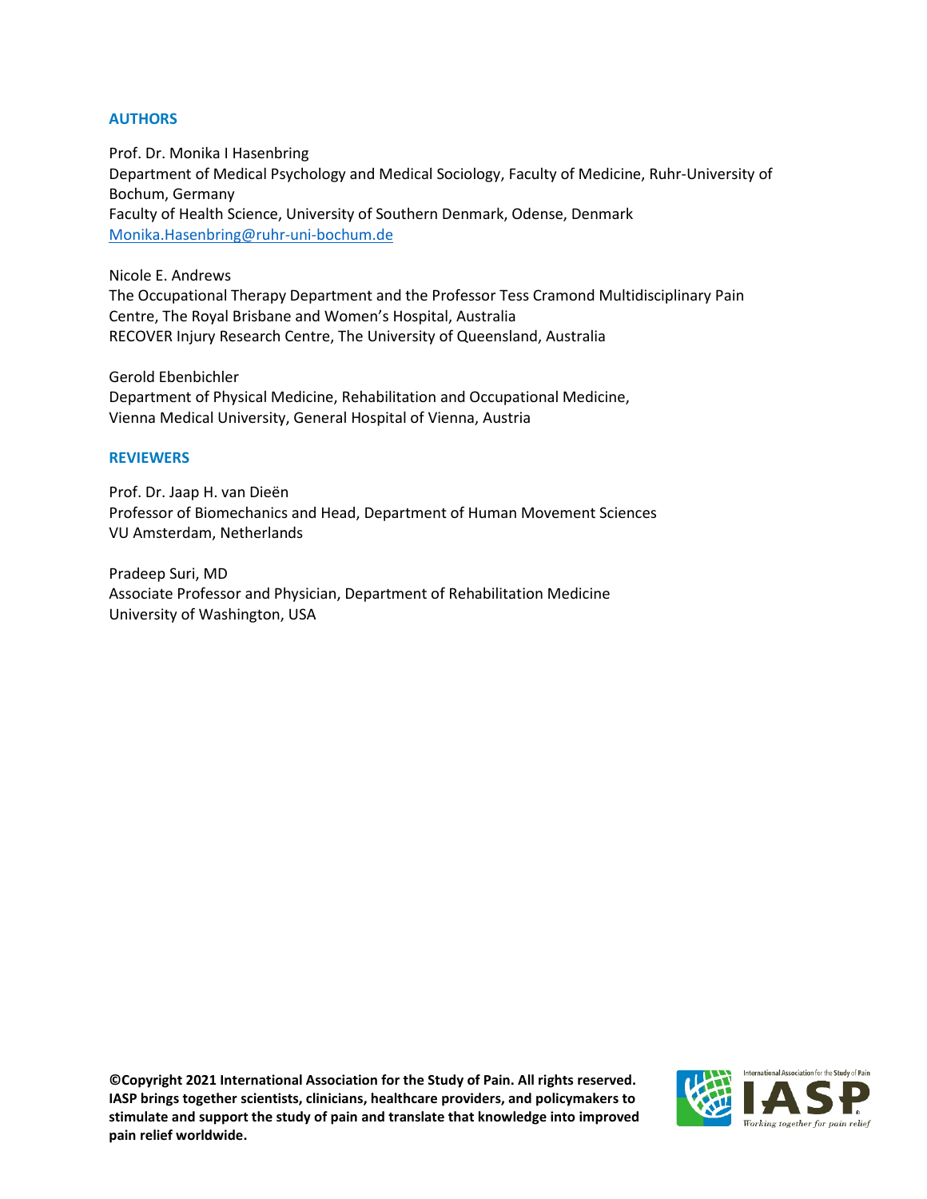## AUTHORS

Prof. Dr. Monika I Hasenbring
Department of Medical Psychology and Medical Sociology, Faculty of Medicine, Ruhr-University of Bochum, Germany
Faculty of Health Science, University of Southern Denmark, Odense, Denmark
Monika.Hasenbring@ruhr-uni-bochum.de

Nicole E. Andrews
The Occupational Therapy Department and the Professor Tess Cramond Multidisciplinary Pain Centre, The Royal Brisbane and Women's Hospital, Australia
RECOVER Injury Research Centre, The University of Queensland, Australia

Gerold Ebenbichler
Department of Physical Medicine, Rehabilitation and Occupational Medicine,
Vienna Medical University, General Hospital of Vienna, Austria

## REVIEWERS

Prof. Dr. Jaap H. van Dieën
Professor of Biomechanics and Head, Department of Human Movement Sciences
VU Amsterdam, Netherlands

Pradeep Suri, MD
Associate Professor and Physician, Department of Rehabilitation Medicine
University of Washington, USA

**©Copyright 2021 International Association for the Study of Pain. All rights reserved. IASP brings together scientists, clinicians, healthcare providers, and policymakers to stimulate and support the study of pain and translate that knowledge into improved pain relief worldwide.**

International Association for the Study of Pain
IASP
*Working together for pain relief*